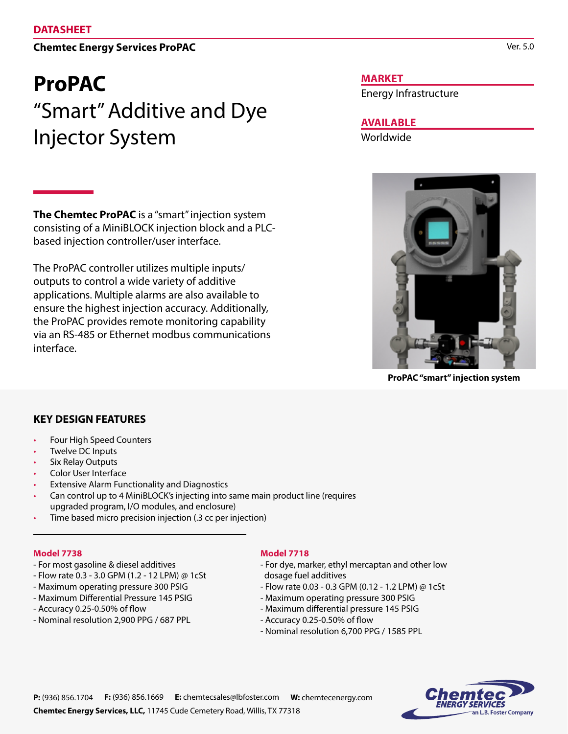**DATASHEET**

**Chemtec Energy Services ProPAC**

Ver. 5.0

# ProPAC

## "Smart" Additive and Dye Injector System

**MARKET**

Energy Infrastructure

**AVAILABLE**

Worldwide

**The Chemtec ProPAC** is a "smart" injection system consisting of a MiniBLOCK injection block and a PLC-based injection controller/user interface.

The ProPAC controller utilizes multiple inputs/outputs to control a wide variety of additive applications. Multiple alarms are also available to ensure the highest injection accuracy. Additionally, the ProPAC provides remote monitoring capability via an RS-485 or Ethernet modbus communications interface.

**ProPAC "smart" injection system**

## KEY DESIGN FEATURES

- Four High Speed Counters
- Twelve DC Inputs
- Six Relay Outputs
- Color User Interface
- Extensive Alarm Functionality and Diagnostics
- Can control up to 4 MiniBLOCK's injecting into same main product line (requires upgraded program, I/O modules, and enclosure)
- Time based micro precision injection (.3 cc per injection)

### Model 7738

- For most gasoline & diesel additives
- Flow rate 0.3 - 3.0 GPM (1.2 - 12 LPM) @ 1cSt
- Maximum operating pressure 300 PSIG
- Maximum Differential Pressure 145 PSIG
- Accuracy 0.25-0.50% of flow
- Nominal resolution 2,900 PPG / 687 PPL

### Model 7718

- For dye, marker, ethyl mercaptan and other low dosage fuel additives
- Flow rate 0.03 - 0.3 GPM (0.12 - 1.2 LPM) @ 1cSt
- Maximum operating pressure 300 PSIG
- Maximum differential pressure 145 PSIG
- Accuracy 0.25-0.50% of flow
- Nominal resolution 6,700 PPG / 1585 PPL

**P:** (936) 856.1704 **F:** (936) 856.1669 **E:** chemtecsales@lbfoster.com **W:** chemtecenergy.com

**Chemtec Energy Services, LLC,** 11745 Cude Cemetery Road, Willis, TX 77318

Chemtec ENERGY SERVICES an L.B. Foster Company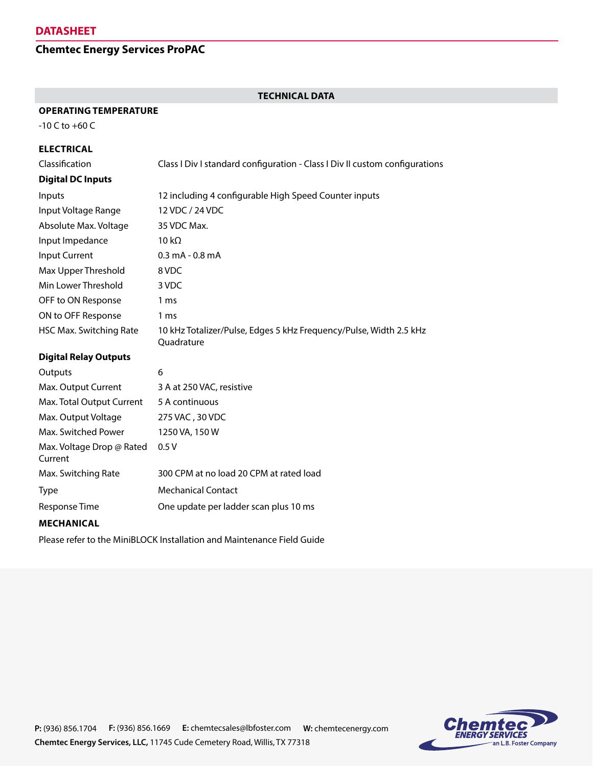**DATASHEET**

## Chemtec Energy Services ProPAC

### TECHNICAL DATA

**OPERATING TEMPERATURE**

-10 C to +60 C

**ELECTRICAL**

| | |
|---|---|
| Classification | Class I Div I standard configuration - Class I Div II custom configurations |
| **Digital DC Inputs** | |
| Inputs | 12 including 4 configurable High Speed Counter inputs |
| Input Voltage Range | 12 VDC / 24 VDC |
| Absolute Max. Voltage | 35 VDC Max. |
| Input Impedance | 10 kΩ |
| Input Current | 0.3 mA - 0.8 mA |
| Max Upper Threshold | 8 VDC |
| Min Lower Threshold | 3 VDC |
| OFF to ON Response | 1 ms |
| ON to OFF Response | 1 ms |
| HSC Max. Switching Rate | 10 kHz Totalizer/Pulse, Edges 5 kHz Frequency/Pulse, Width 2.5 kHz Quadrature |
| **Digital Relay Outputs** | |
| Outputs | 6 |
| Max. Output Current | 3 A at 250 VAC, resistive |
| Max. Total Output Current | 5 A continuous |
| Max. Output Voltage | 275 VAC , 30 VDC |
| Max. Switched Power | 1250 VA, 150 W |
| Max. Voltage Drop @ Rated Current | 0.5 V |
| Max. Switching Rate | 300 CPM at no load 20 CPM at rated load |
| Type | Mechanical Contact |
| Response Time | One update per ladder scan plus 10 ms |

**MECHANICAL**

Please refer to the MiniBLOCK Installation and Maintenance Field Guide

**P:** (936) 856.1704 **F:** (936) 856.1669 **E:** chemtecsales@lbfoster.com **W:** chemtecenergy.com
**Chemtec Energy Services, LLC,** 11745 Cude Cemetery Road, Willis, TX 77318